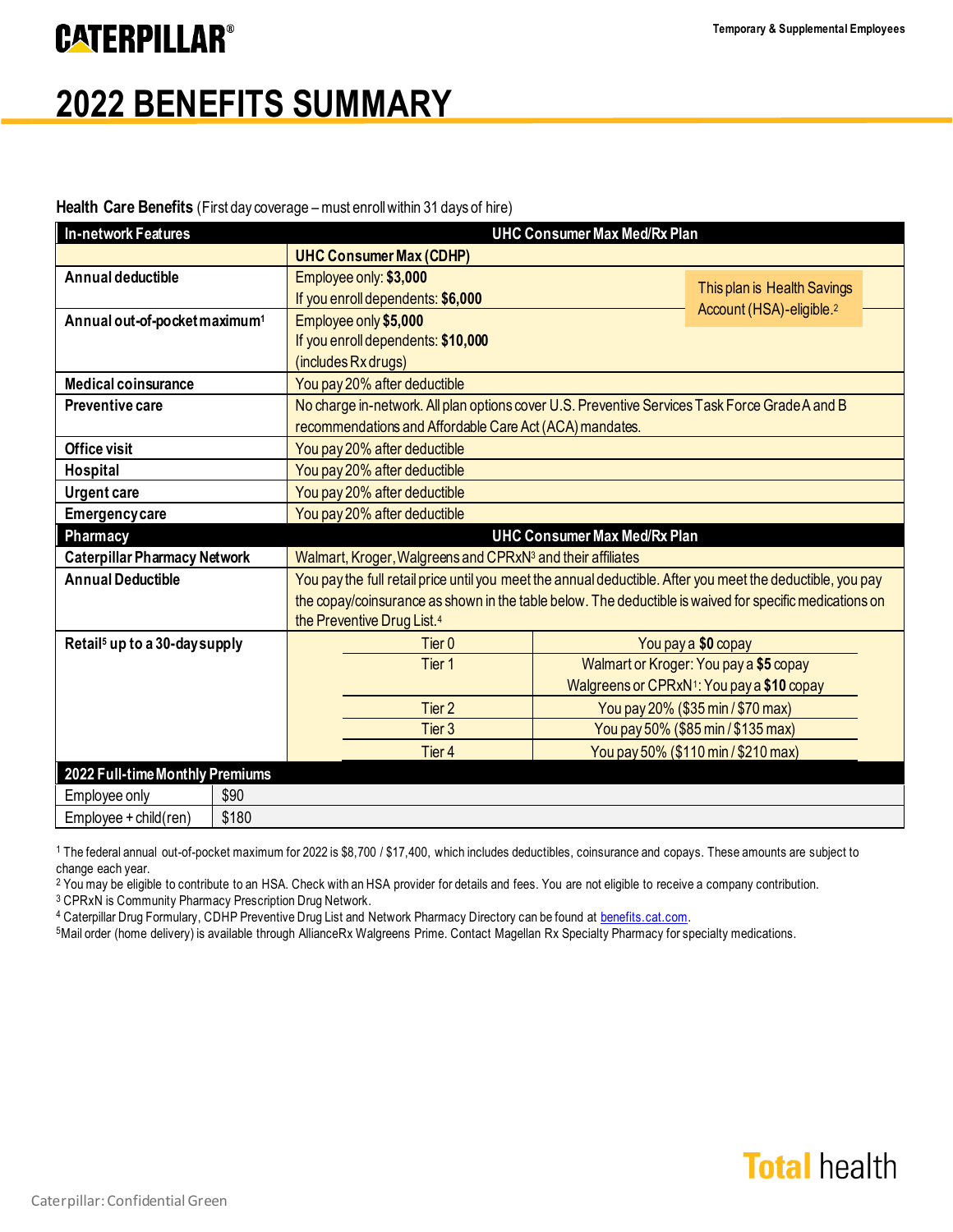CATERPILLAR®

Temporary & Supplemental Employees

# 2022 BENEFITS SUMMARY

**Health Care Benefits** (First day coverage – must enroll within 31 days of hire)

| In-network Features | UHC Consumer Max Med/Rx Plan | |
|---|---|---|
| | **UHC Consumer Max (CDHP)** | |
| **Annual deductible** | Employee only: **$3,000**<br>If you enroll dependents: **$6,000** | This plan is Health Savings Account (HSA)-eligible.[2] |
| **Annual out-of-pocket maximum**[1] | Employee only **$5,000**<br>If you enroll dependents: **$10,000**<br>(includes Rx drugs) | |
| **Medical coinsurance** | You pay 20% after deductible | |
| **Preventive care** | No charge in-network. All plan options cover U.S. Preventive Services Task Force Grade A and B recommendations and Affordable Care Act (ACA) mandates. | |
| **Office visit** | You pay 20% after deductible | |
| **Hospital** | You pay 20% after deductible | |
| **Urgent care** | You pay 20% after deductible | |
| **Emergency care** | You pay 20% after deductible | |

| Pharmacy | UHC Consumer Max Med/Rx Plan | |
|---|---|---|
| **Caterpillar Pharmacy Network** | Walmart, Kroger, Walgreens and CPRxN[3] and their affiliates | |
| **Annual Deductible** | You pay the full retail price until you meet the annual deductible. After you meet the deductible, you pay the copay/coinsurance as shown in the table below. The deductible is waived for specific medications on the Preventive Drug List.[4] | |
| **Retail[5] up to a 30-day supply** | Tier 0 | You pay a **$0** copay |
| | Tier 1 | Walmart or Kroger: You pay a **$5** copay<br>Walgreens or CPRxN[1]: You pay a **$10** copay |
| | Tier 2 | You pay 20% ($35 min / $70 max) |
| | Tier 3 | You pay 50% ($85 min / $135 max) |
| | Tier 4 | You pay 50% ($110 min / $210 max) |

| 2022 Full-time Monthly Premiums | |
|---|---|
| Employee only | $90 |
| Employee + child(ren) | $180 |

[1] The federal annual out-of-pocket maximum for 2022 is $8,700 / $17,400, which includes deductibles, coinsurance and copays. These amounts are subject to change each year.

[2] You may be eligible to contribute to an HSA. Check with an HSA provider for details and fees. You are not eligible to receive a company contribution.

[3] CPRxN is Community Pharmacy Prescription Drug Network.

[4] Caterpillar Drug Formulary, CDHP Preventive Drug List and Network Pharmacy Directory can be found at benefits.cat.com.

[5] Mail order (home delivery) is available through AllianceRx Walgreens Prime. Contact Magellan Rx Specialty Pharmacy for specialty medications.

**Total** health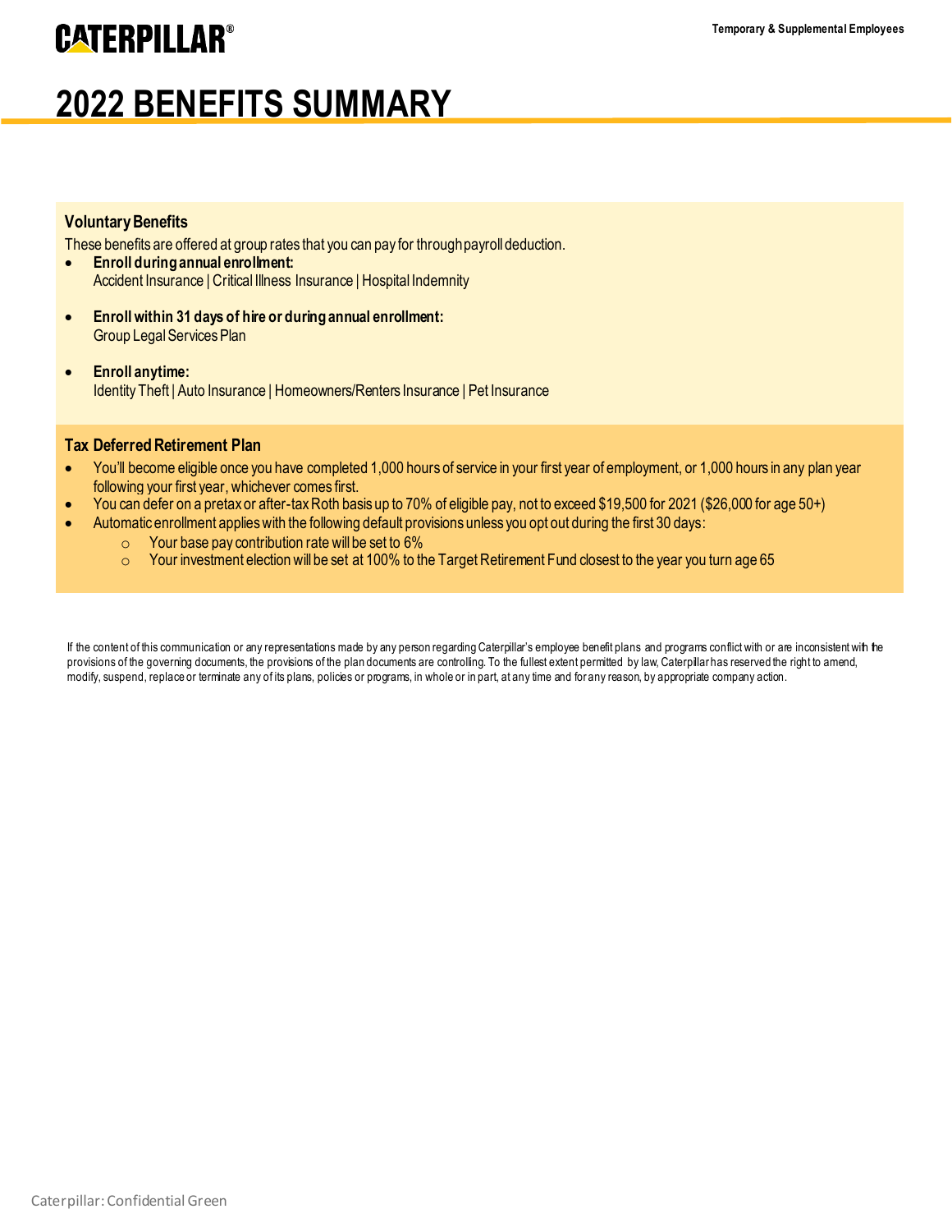# 2022 BENEFITS SUMMARY

### Voluntary Benefits

These benefits are offered at group rates that you can pay for through payroll deduction.

- **Enroll during annual enrollment:**
  Accident Insurance | Critical Illness Insurance | Hospital Indemnity
- **Enroll within 31 days of hire or during annual enrollment:**
  Group Legal Services Plan
- **Enroll anytime:**
  Identity Theft | Auto Insurance | Homeowners/Renters Insurance | Pet Insurance

### Tax Deferred Retirement Plan

- You'll become eligible once you have completed 1,000 hours of service in your first year of employment, or 1,000 hours in any plan year following your first year, whichever comes first.
- You can defer on a pretax or after-tax Roth basis up to 70% of eligible pay, not to exceed $19,500 for 2021 ($26,000 for age 50+)
- Automatic enrollment applies with the following default provisions unless you opt out during the first 30 days:
  - Your base pay contribution rate will be set to 6%
  - Your investment election will be set at 100% to the Target Retirement Fund closest to the year you turn age 65

If the content of this communication or any representations made by any person regarding Caterpillar's employee benefit plans and programs conflict with or are inconsistent with the provisions of the governing documents, the provisions of the plan documents are controlling. To the fullest extent permitted by law, Caterpillar has reserved the right to amend, modify, suspend, replace or terminate any of its plans, policies or programs, in whole or in part, at any time and for any reason, by appropriate company action.